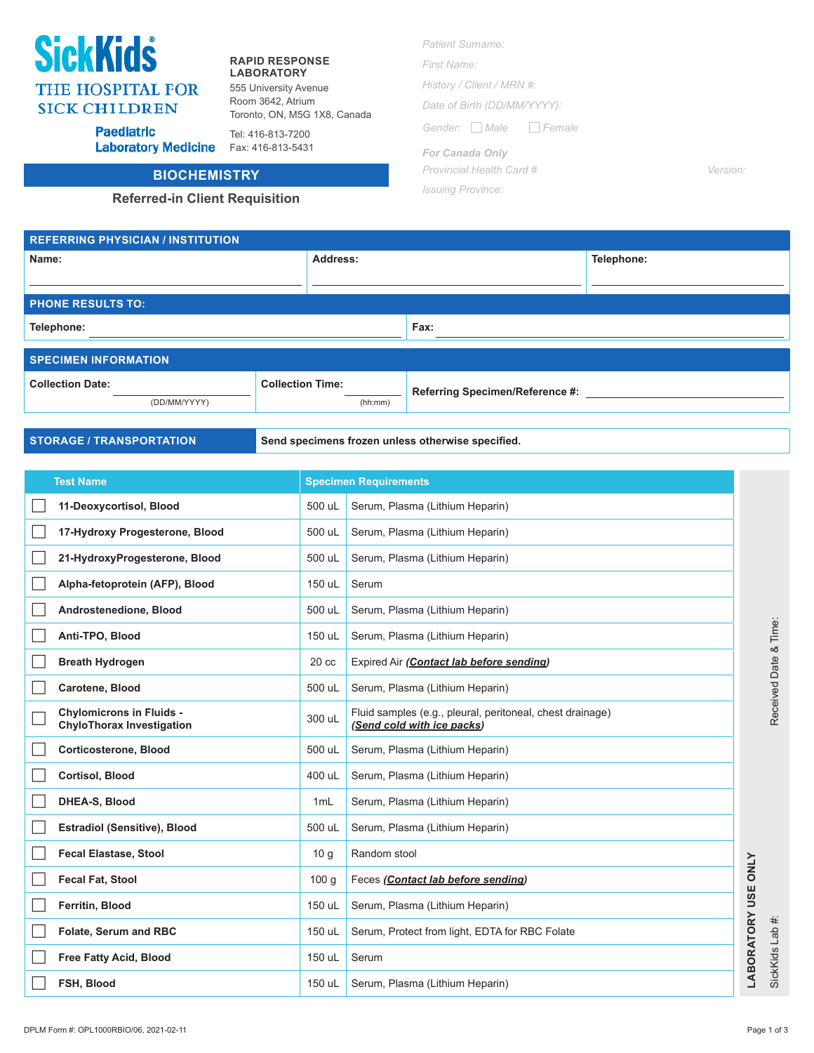SickKids® THE HOSPITAL FOR SICK CHILDREN

Paediatric Laboratory Medicine

**RAPID RESPONSE LABORATORY**
555 University Avenue
Room 3642, Atrium
Toronto, ON, M5G 1X8, Canada

Tel: 416-813-7200
Fax: 416-813-5431

Patient Surname:
First Name:
History / Client / MRN #:
Date of Birth (DD/MM/YYYY):
Gender: ☐ Male ☐ Female

**For Canada Only**
Provincial Health Card # Version:
Issuing Province:

## BIOCHEMISTRY

### Referred-in Client Requisition

## REFERRING PHYSICIAN / INSTITUTION

| Name: | Address: | Telephone: |
|---|---|---|
| | | |

## PHONE RESULTS TO:

| Telephone: | Fax: |
|---|---|
| | |

## SPECIMEN INFORMATION

| Collection Date: (DD/MM/YYYY) | Collection Time: (hh:mm) | Referring Specimen/Reference #: |
|---|---|---|
| | | |

## STORAGE / TRANSPORTATION

Send specimens frozen unless otherwise specified.

| | Test Name | Specimen Requirements | |
|---|---|---|---|
| ☐ | **11-Deoxycortisol, Blood** | 500 uL | Serum, Plasma (Lithium Heparin) |
| ☐ | **17-Hydroxy Progesterone, Blood** | 500 uL | Serum, Plasma (Lithium Heparin) |
| ☐ | **21-HydroxyProgesterone, Blood** | 500 uL | Serum, Plasma (Lithium Heparin) |
| ☐ | **Alpha-fetoprotein (AFP), Blood** | 150 uL | Serum |
| ☐ | **Androstenedione, Blood** | 500 uL | Serum, Plasma (Lithium Heparin) |
| ☐ | **Anti-TPO, Blood** | 150 uL | Serum, Plasma (Lithium Heparin) |
| ☐ | **Breath Hydrogen** | 20 cc | Expired Air ***(Contact lab before sending)*** |
| ☐ | **Carotene, Blood** | 500 uL | Serum, Plasma (Lithium Heparin) |
| ☐ | **Chylomicrons in Fluids - ChyloThorax Investigation** | 300 uL | Fluid samples (e.g., pleural, peritoneal, chest drainage) ***(Send cold with ice packs)*** |
| ☐ | **Corticosterone, Blood** | 500 uL | Serum, Plasma (Lithium Heparin) |
| ☐ | **Cortisol, Blood** | 400 uL | Serum, Plasma (Lithium Heparin) |
| ☐ | **DHEA-S, Blood** | 1mL | Serum, Plasma (Lithium Heparin) |
| ☐ | **Estradiol (Sensitive), Blood** | 500 uL | Serum, Plasma (Lithium Heparin) |
| ☐ | **Fecal Elastase, Stool** | 10 g | Random stool |
| ☐ | **Fecal Fat, Stool** | 100 g | Feces ***(Contact lab before sending)*** |
| ☐ | **Ferritin, Blood** | 150 uL | Serum, Plasma (Lithium Heparin) |
| ☐ | **Folate, Serum and RBC** | 150 uL | Serum, Protect from light, EDTA for RBC Folate |
| ☐ | **Free Fatty Acid, Blood** | 150 uL | Serum |
| ☐ | **FSH, Blood** | 150 uL | Serum, Plasma (Lithium Heparin) |

**LABORATORY USE ONLY**
Received Date & Time:
SickKids Lab #:

DPLM Form #: OPL1000RBIO/06, 2021-02-11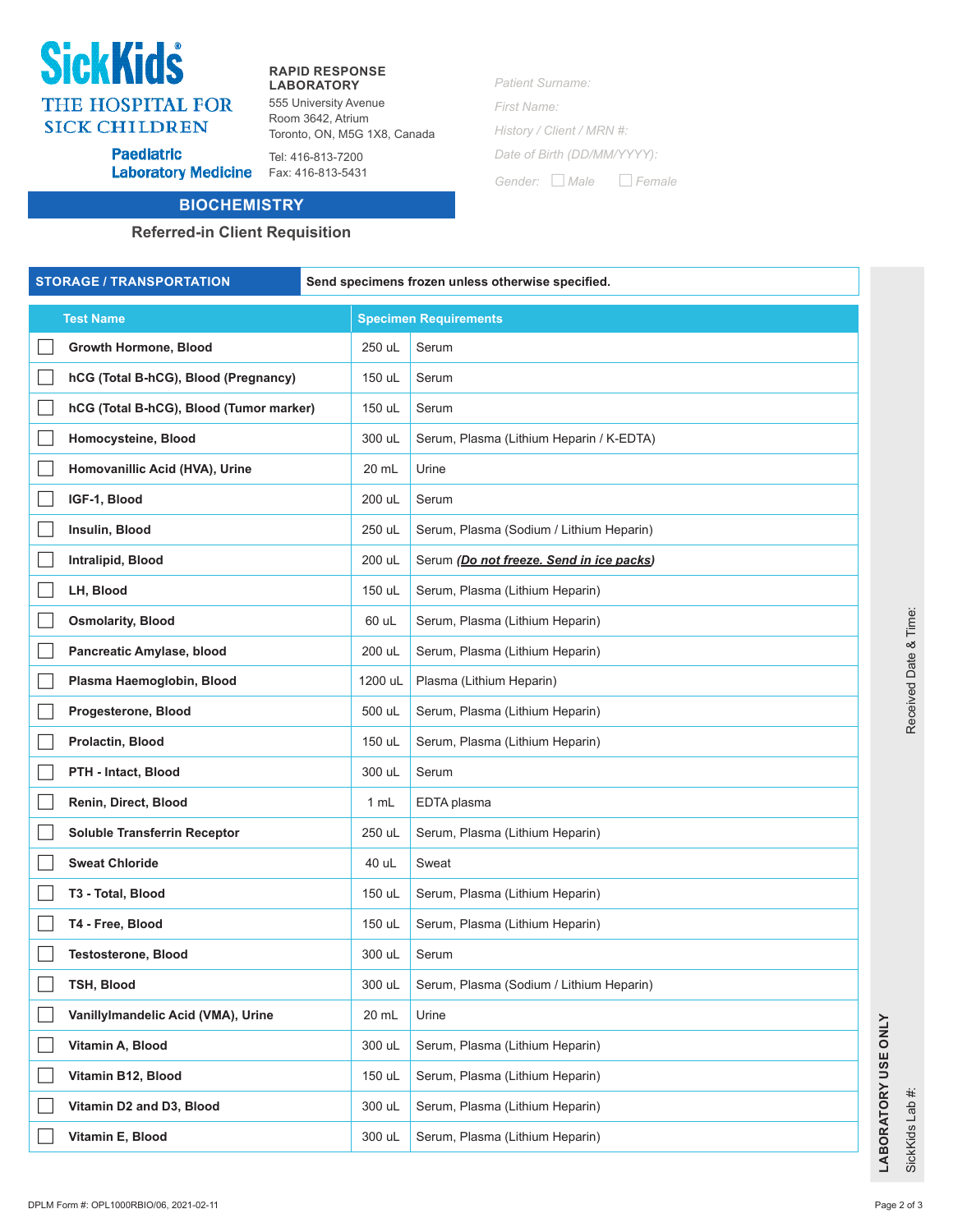**SickKids**
THE HOSPITAL FOR SICK CHILDREN
Paediatric Laboratory Medicine

**RAPID RESPONSE LABORATORY**
555 University Avenue
Room 3642, Atrium
Toronto, ON, M5G 1X8, Canada

Tel: 416-813-7200
Fax: 416-813-5431

*Patient Surname:*
*First Name:*
*History / Client / MRN #:*
*Date of Birth (DD/MM/YYYY):*
*Gender:* ☐ *Male* ☐ *Female*

## BIOCHEMISTRY

### Referred-in Client Requisition

| STORAGE / TRANSPORTATION | Send specimens frozen unless otherwise specified. |
|---|---|

| | Test Name | Specimen Requirements | |
|---|---|---|---|
| ☐ | **Growth Hormone, Blood** | 250 uL | Serum |
| ☐ | **hCG (Total B-hCG), Blood (Pregnancy)** | 150 uL | Serum |
| ☐ | **hCG (Total B-hCG), Blood (Tumor marker)** | 150 uL | Serum |
| ☐ | **Homocysteine, Blood** | 300 uL | Serum, Plasma (Lithium Heparin / K-EDTA) |
| ☐ | **Homovanillic Acid (HVA), Urine** | 20 mL | Urine |
| ☐ | **IGF-1, Blood** | 200 uL | Serum |
| ☐ | **Insulin, Blood** | 250 uL | Serum, Plasma (Sodium / Lithium Heparin) |
| ☐ | **Intralipid, Blood** | 200 uL | Serum ***(Do not freeze. Send in ice packs)*** |
| ☐ | **LH, Blood** | 150 uL | Serum, Plasma (Lithium Heparin) |
| ☐ | **Osmolarity, Blood** | 60 uL | Serum, Plasma (Lithium Heparin) |
| ☐ | **Pancreatic Amylase, blood** | 200 uL | Serum, Plasma (Lithium Heparin) |
| ☐ | **Plasma Haemoglobin, Blood** | 1200 uL | Plasma (Lithium Heparin) |
| ☐ | **Progesterone, Blood** | 500 uL | Serum, Plasma (Lithium Heparin) |
| ☐ | **Prolactin, Blood** | 150 uL | Serum, Plasma (Lithium Heparin) |
| ☐ | **PTH - Intact, Blood** | 300 uL | Serum |
| ☐ | **Renin, Direct, Blood** | 1 mL | EDTA plasma |
| ☐ | **Soluble Transferrin Receptor** | 250 uL | Serum, Plasma (Lithium Heparin) |
| ☐ | **Sweat Chloride** | 40 uL | Sweat |
| ☐ | **T3 - Total, Blood** | 150 uL | Serum, Plasma (Lithium Heparin) |
| ☐ | **T4 - Free, Blood** | 150 uL | Serum, Plasma (Lithium Heparin) |
| ☐ | **Testosterone, Blood** | 300 uL | Serum |
| ☐ | **TSH, Blood** | 300 uL | Serum, Plasma (Sodium / Lithium Heparin) |
| ☐ | **Vanillylmandelic Acid (VMA), Urine** | 20 mL | Urine |
| ☐ | **Vitamin A, Blood** | 300 uL | Serum, Plasma (Lithium Heparin) |
| ☐ | **Vitamin B12, Blood** | 150 uL | Serum, Plasma (Lithium Heparin) |
| ☐ | **Vitamin D2 and D3, Blood** | 300 uL | Serum, Plasma (Lithium Heparin) |
| ☐ | **Vitamin E, Blood** | 300 uL | Serum, Plasma (Lithium Heparin) |

**LABORATORY USE ONLY**
SickKids Lab #:
Received Date & Time:

DPLM Form #: OPL1000RBIO/06, 2021-02-11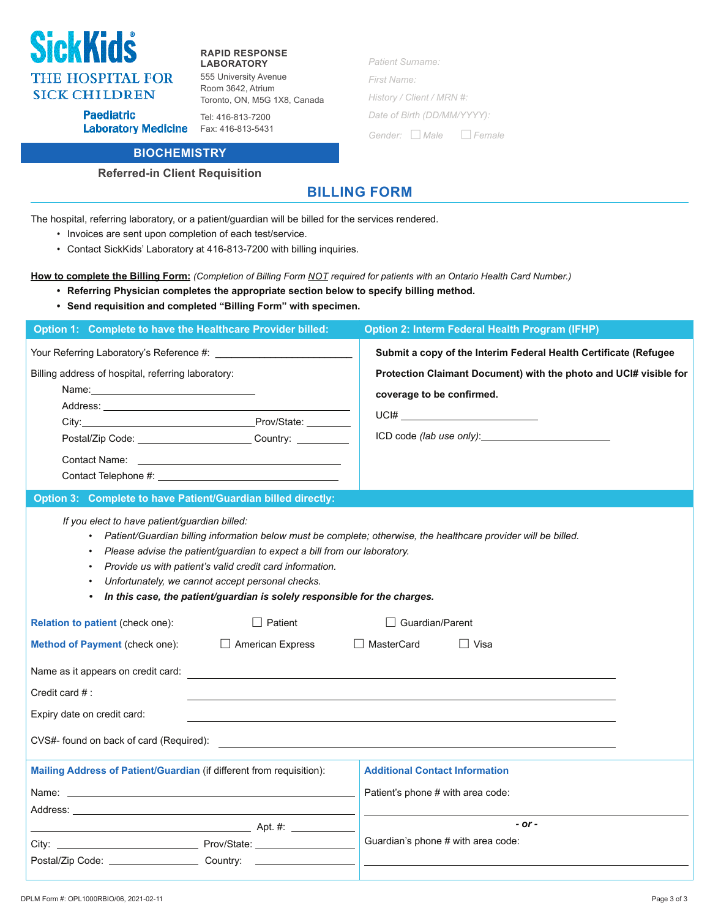**SickKids**
THE HOSPITAL FOR SICK CHILDREN
Paediatric Laboratory Medicine

**RAPID RESPONSE LABORATORY**
555 University Avenue
Room 3642, Atrium
Toronto, ON, M5G 1X8, Canada

Tel: 416-813-7200
Fax: 416-813-5431

*Patient Surname:*
*First Name:*
*History / Client / MRN #:*
*Date of Birth (DD/MM/YYYY):*
*Gender:* ☐ *Male* ☐ *Female*

## BIOCHEMISTRY

**Referred-in Client Requisition**

# BILLING FORM

The hospital, referring laboratory, or a patient/guardian will be billed for the services rendered.

- Invoices are sent upon completion of each test/service.
- Contact SickKids' Laboratory at 416-813-7200 with billing inquiries.

**How to complete the Billing Form:** *(Completion of Billing Form NOT required for patients with an Ontario Health Card Number.)*

- **Referring Physician completes the appropriate section below to specify billing method.**
- **Send requisition and completed "Billing Form" with specimen.**

## Option 1: Complete to have the Healthcare Provider billed:

Your Referring Laboratory's Reference #: ____________________

Billing address of hospital, referring laboratory:

Name: ____________________
Address: ____________________
City: ____________________ Prov/State: ________
Postal/Zip Code: ________________ Country: ________

Contact Name: ____________________
Contact Telephone #: ____________________

## Option 2: Interm Federal Health Program (IFHP)

**Submit a copy of the Interim Federal Health Certificate (Refugee Protection Claimant Document) with the photo and UCI# visible for coverage to be confirmed.**

UCI# ____________________

ICD code *(lab use only)*: ____________________

## Option 3: Complete to have Patient/Guardian billed directly:

*If you elect to have patient/guardian billed:*

- *Patient/Guardian billing information below must be complete; otherwise, the healthcare provider will be billed.*
- *Please advise the patient/guardian to expect a bill from our laboratory.*
- *Provide us with patient's valid credit card information.*
- *Unfortunately, we cannot accept personal checks.*
- ***In this case, the patient/guardian is solely responsible for the charges.***

**Relation to patient** (check one): ☐ Patient ☐ Guardian/Parent

**Method of Payment** (check one): ☐ American Express ☐ MasterCard ☐ Visa

Name as it appears on credit card: ____________________

Credit card # : ____________________

Expiry date on credit card: ____________________

CVS#- found on back of card (Required): ____________________

**Mailing Address of Patient/Guardian** (if different from requisition):

Name: ____________________
Address: ____________________
____________________ Apt. #: ________
City: ____________________ Prov/State: ________
Postal/Zip Code: ________________ Country: ________

**Additional Contact Information**

Patient's phone # with area code:
____________________

***- or -***

Guardian's phone # with area code:
____________________

DPLM Form #: OPL1000RBIO/06, 2021-02-11